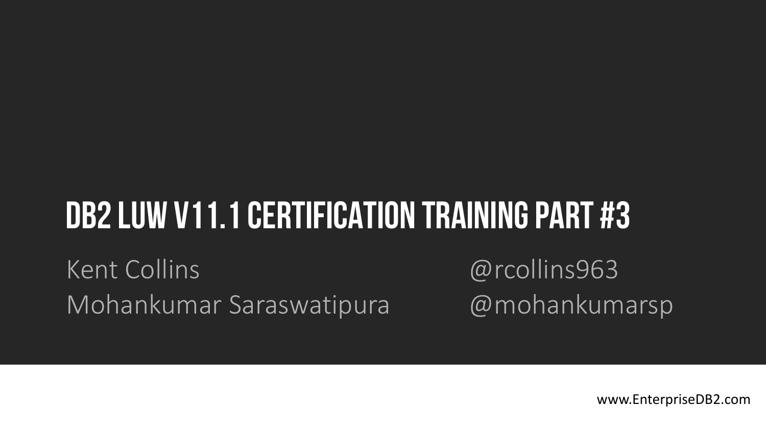# DB2 LUW V11.1 CERTIFICATION TRAINING PART #3

Kent Collins — @rcollins963

Mohankumar Saraswatipura — @mohankumarsp

www.EnterpriseDB2.com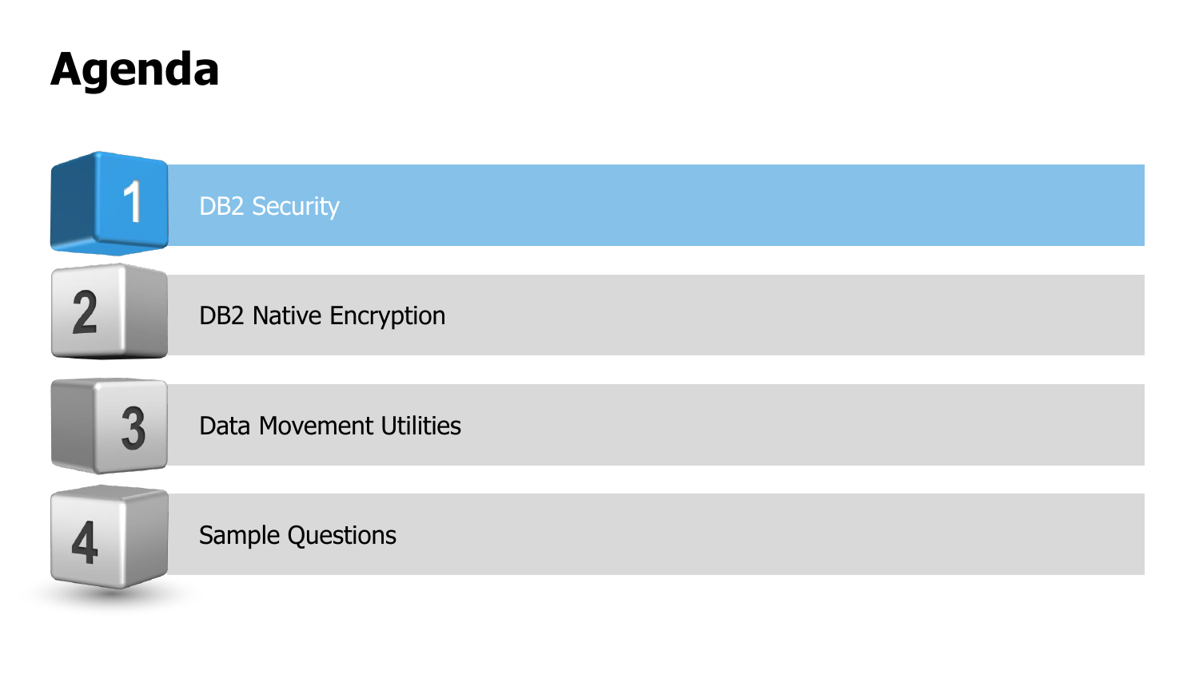# Agenda

1. DB2 Security
2. DB2 Native Encryption
3. Data Movement Utilities
4. Sample Questions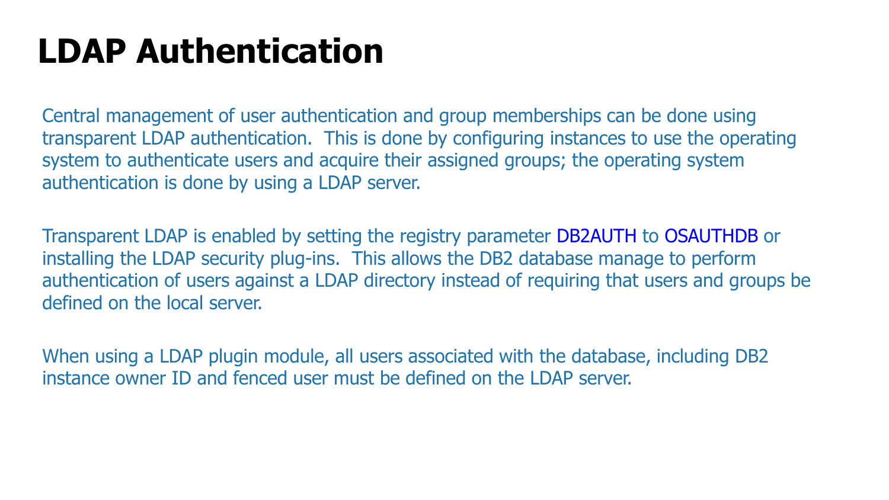# LDAP Authentication

Central management of user authentication and group memberships can be done using transparent LDAP authentication. This is done by configuring instances to use the operating system to authenticate users and acquire their assigned groups; the operating system authentication is done by using a LDAP server.

Transparent LDAP is enabled by setting the registry parameter DB2AUTH to OSAUTHDB or installing the LDAP security plug-ins. This allows the DB2 database manage to perform authentication of users against a LDAP directory instead of requiring that users and groups be defined on the local server.

When using a LDAP plugin module, all users associated with the database, including DB2 instance owner ID and fenced user must be defined on the LDAP server.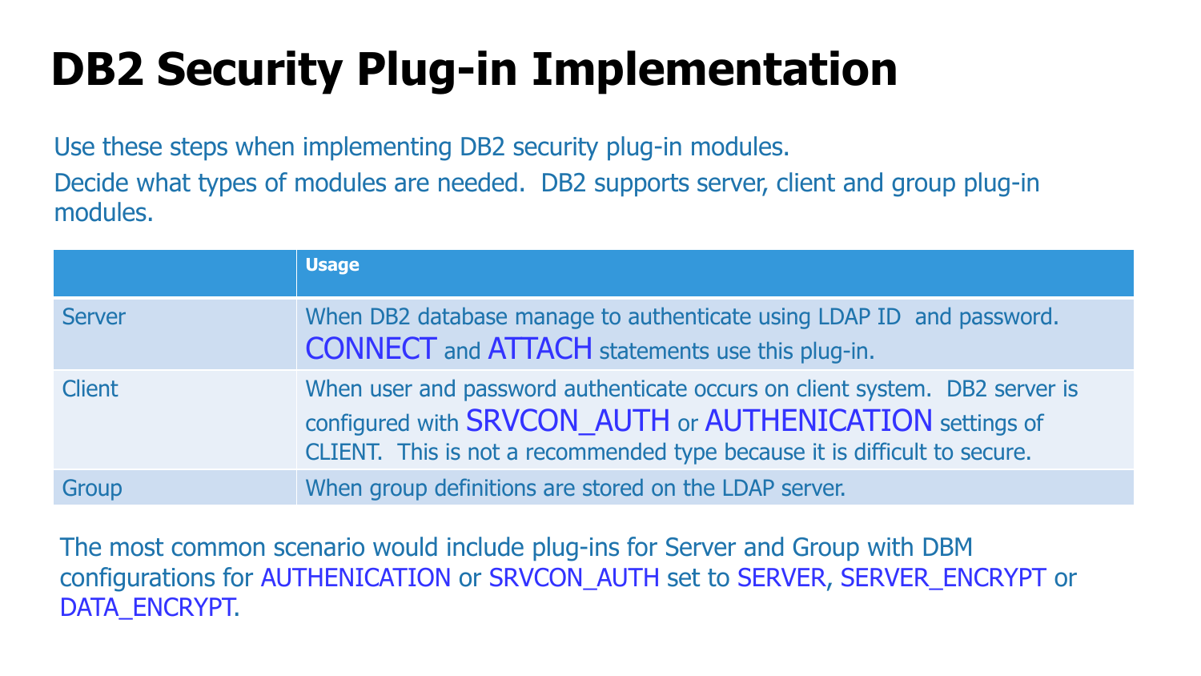# DB2 Security Plug-in Implementation

Use these steps when implementing DB2 security plug-in modules.

Decide what types of modules are needed. DB2 supports server, client and group plug-in modules.

| | Usage |
|---|---|
| Server | When DB2 database manage to authenticate using LDAP ID and password. CONNECT and ATTACH statements use this plug-in. |
| Client | When user and password authenticate occurs on client system. DB2 server is configured with SRVCON_AUTH or AUTHENICATION settings of CLIENT. This is not a recommended type because it is difficult to secure. |
| Group | When group definitions are stored on the LDAP server. |

The most common scenario would include plug-ins for Server and Group with DBM configurations for AUTHENICATION or SRVCON_AUTH set to SERVER, SERVER_ENCRYPT or DATA_ENCRYPT.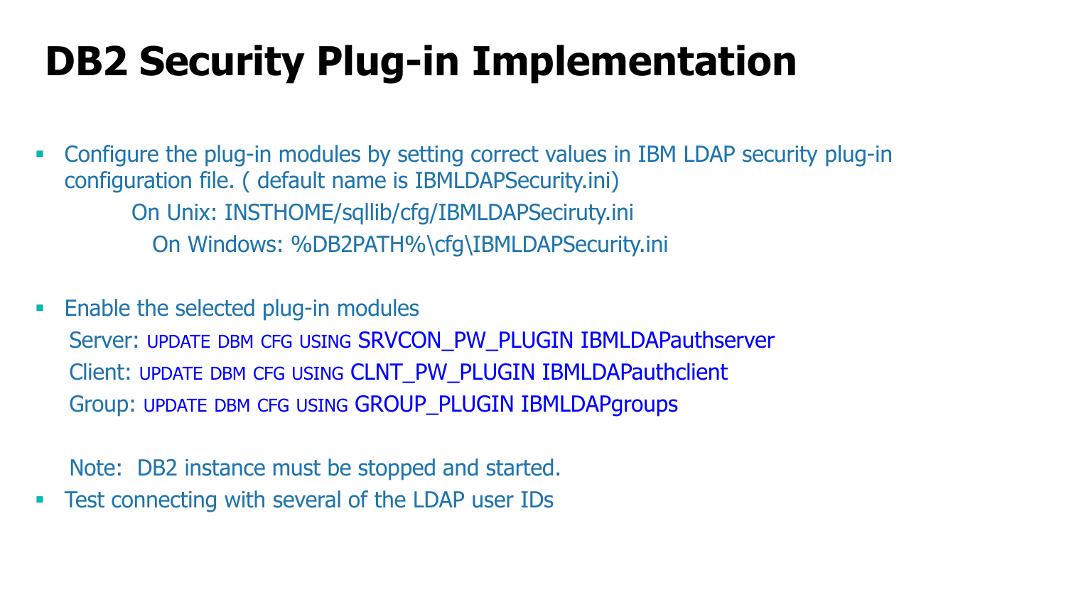# DB2 Security Plug-in Implementation

- Configure the plug-in modules by setting correct values in IBM LDAP security plug-in configuration file. ( default name is IBMLDAPSecurity.ini)

  On Unix: INSTHOME/sqllib/cfg/IBMLDAPSeciruty.ini

  On Windows: %DB2PATH%\cfg\IBMLDAPSecurity.ini

- Enable the selected plug-in modules

  Server: UPDATE DBM CFG USING SRVCON_PW_PLUGIN IBMLDAPauthserver

  Client: UPDATE DBM CFG USING CLNT_PW_PLUGIN IBMLDAPauthclient

  Group: UPDATE DBM CFG USING GROUP_PLUGIN IBMLDAPgroups

  Note: DB2 instance must be stopped and started.

- Test connecting with several of the LDAP user IDs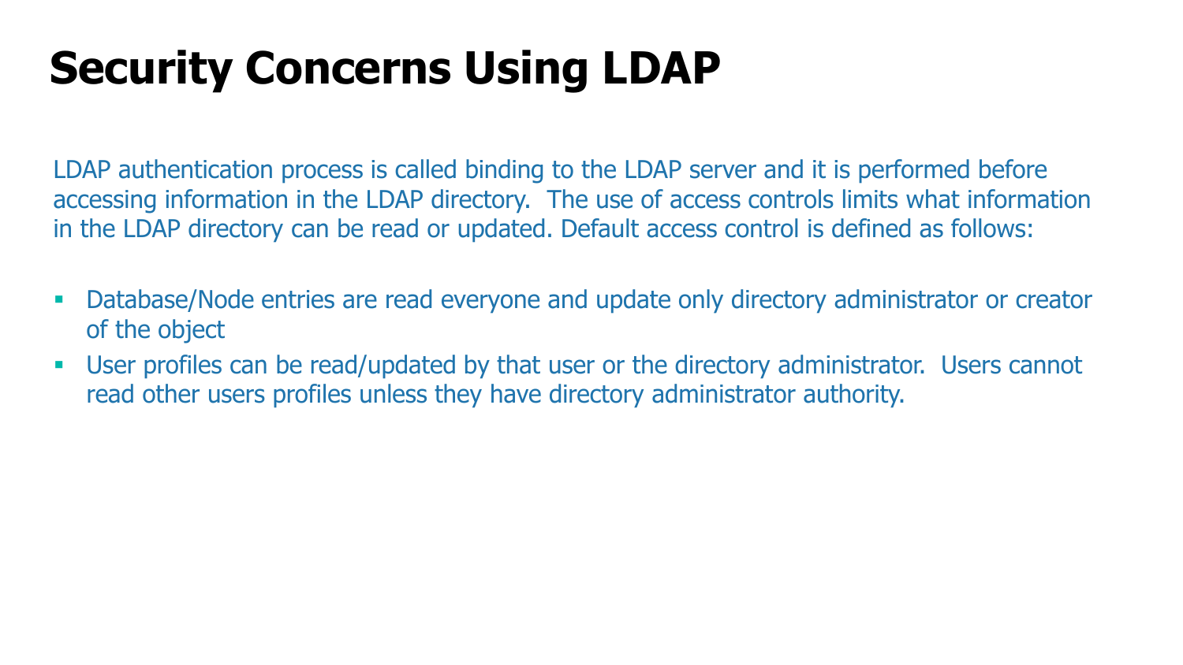# Security Concerns Using LDAP

LDAP authentication process is called binding to the LDAP server and it is performed before accessing information in the LDAP directory. The use of access controls limits what information in the LDAP directory can be read or updated. Default access control is defined as follows:

- Database/Node entries are read everyone and update only directory administrator or creator of the object
- User profiles can be read/updated by that user or the directory administrator. Users cannot read other users profiles unless they have directory administrator authority.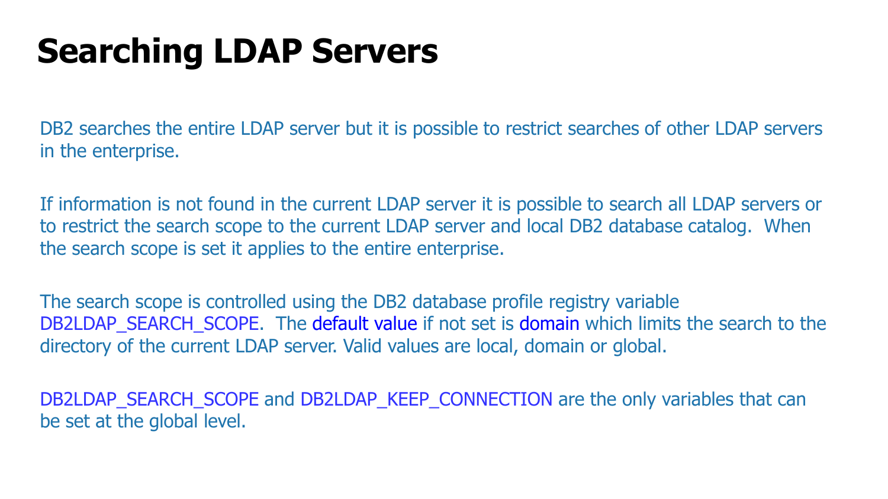# Searching LDAP Servers

DB2 searches the entire LDAP server but it is possible to restrict searches of other LDAP servers in the enterprise.

If information is not found in the current LDAP server it is possible to search all LDAP servers or to restrict the search scope to the current LDAP server and local DB2 database catalog. When the search scope is set it applies to the entire enterprise.

The search scope is controlled using the DB2 database profile registry variable DB2LDAP_SEARCH_SCOPE. The default value if not set is domain which limits the search to the directory of the current LDAP server. Valid values are local, domain or global.

DB2LDAP_SEARCH_SCOPE and DB2LDAP_KEEP_CONNECTION are the only variables that can be set at the global level.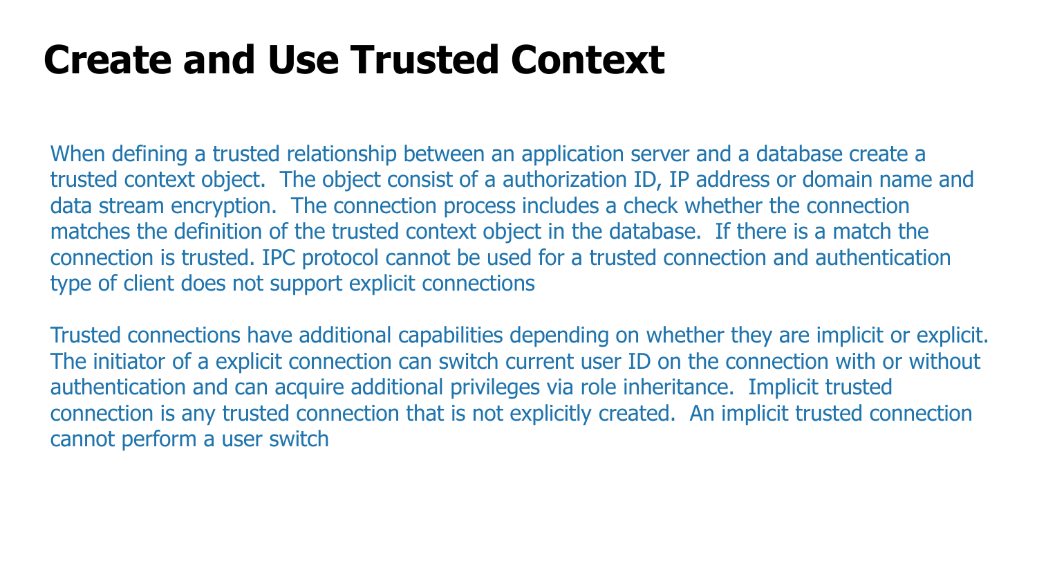# Create and Use Trusted Context

When defining a trusted relationship between an application server and a database create a trusted context object. The object consist of a authorization ID, IP address or domain name and data stream encryption. The connection process includes a check whether the connection matches the definition of the trusted context object in the database. If there is a match the connection is trusted. IPC protocol cannot be used for a trusted connection and authentication type of client does not support explicit connections

Trusted connections have additional capabilities depending on whether they are implicit or explicit. The initiator of a explicit connection can switch current user ID on the connection with or without authentication and can acquire additional privileges via role inheritance. Implicit trusted connection is any trusted connection that is not explicitly created. An implicit trusted connection cannot perform a user switch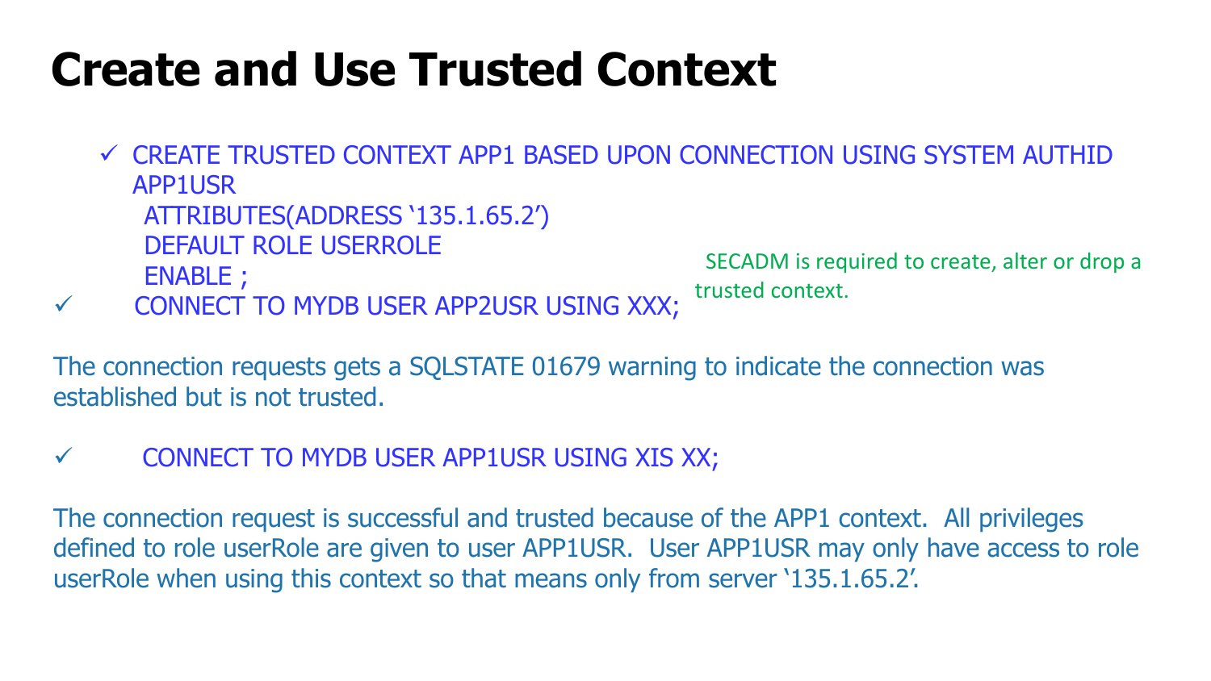# Create and Use Trusted Context

- ✓ CREATE TRUSTED CONTEXT APP1 BASED UPON CONNECTION USING SYSTEM AUTHID APP1USR
  ATTRIBUTES(ADDRESS '135.1.65.2')
  DEFAULT ROLE USERROLE
  ENABLE ;
- ✓ CONNECT TO MYDB USER APP2USR USING XXX;

SECADM is required to create, alter or drop a trusted context.

The connection requests gets a SQLSTATE 01679 warning to indicate the connection was established but is not trusted.

- ✓ CONNECT TO MYDB USER APP1USR USING XIS XX;

The connection request is successful and trusted because of the APP1 context. All privileges defined to role userRole are given to user APP1USR. User APP1USR may only have access to role userRole when using this context so that means only from server '135.1.65.2'.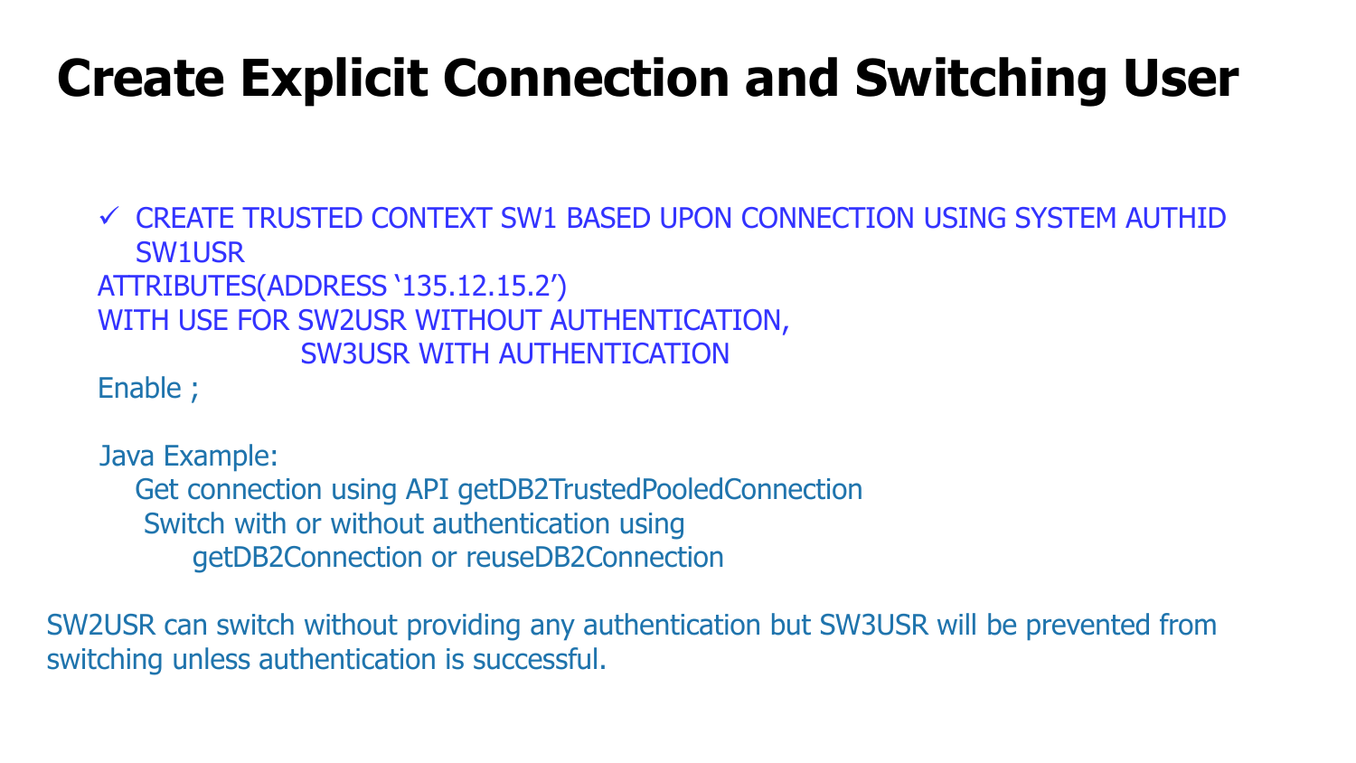# Create Explicit Connection and Switching User

✓ CREATE TRUSTED CONTEXT SW1 BASED UPON CONNECTION USING SYSTEM AUTHID SW1USR
ATTRIBUTES(ADDRESS '135.12.15.2')
WITH USE FOR SW2USR WITHOUT AUTHENTICATION,
SW3USR WITH AUTHENTICATION
Enable ;

Java Example:
Get connection using API getDB2TrustedPooledConnection
Switch with or without authentication using
getDB2Connection or reuseDB2Connection

SW2USR can switch without providing any authentication but SW3USR will be prevented from switching unless authentication is successful.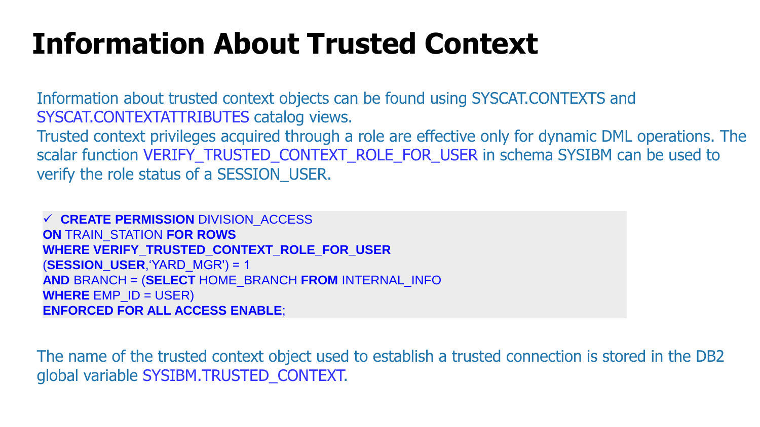# Information About Trusted Context

Information about trusted context objects can be found using SYSCAT.CONTEXTS and SYSCAT.CONTEXTATTRIBUTES catalog views.

Trusted context privileges acquired through a role are effective only for dynamic DML operations. The scalar function VERIFY_TRUSTED_CONTEXT_ROLE_FOR_USER in schema SYSIBM can be used to verify the role status of a SESSION_USER.

```
✓ CREATE PERMISSION DIVISION_ACCESS
ON TRAIN_STATION FOR ROWS
WHERE VERIFY_TRUSTED_CONTEXT_ROLE_FOR_USER
(SESSION_USER,'YARD_MGR') = 1
AND BRANCH = (SELECT HOME_BRANCH FROM INTERNAL_INFO
WHERE EMP_ID = USER)
ENFORCED FOR ALL ACCESS ENABLE;
```

The name of the trusted context object used to establish a trusted connection is stored in the DB2 global variable SYSIBM.TRUSTED_CONTEXT.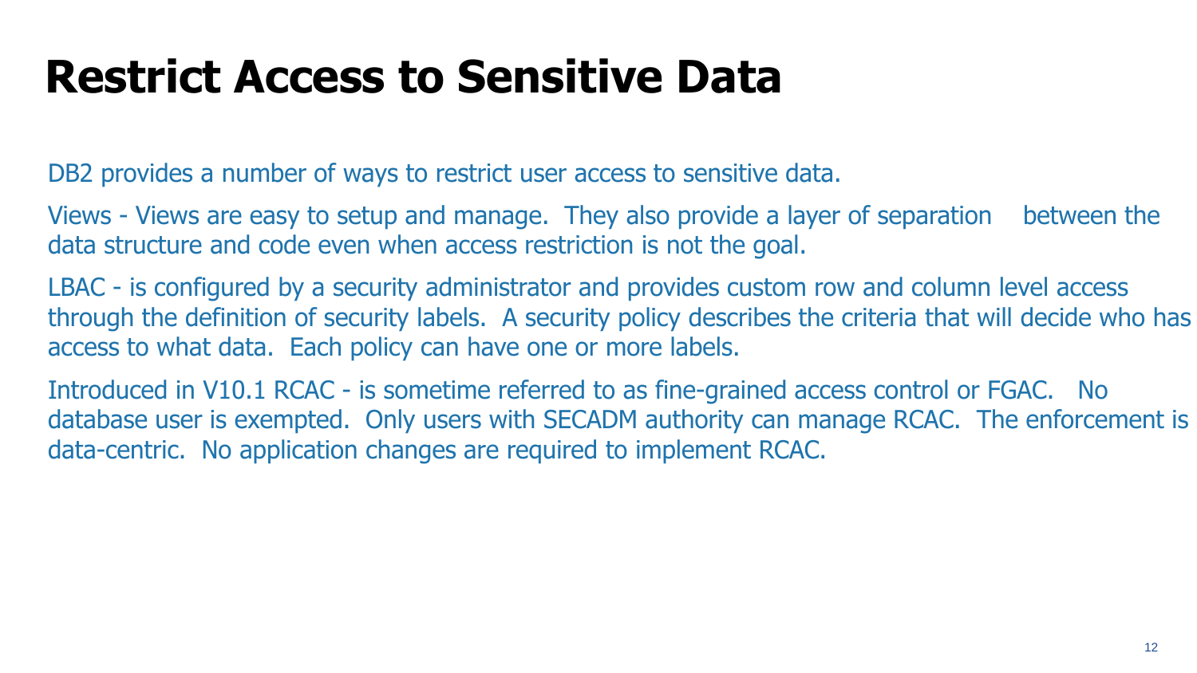# Restrict Access to Sensitive Data

DB2 provides a number of ways to restrict user access to sensitive data.

Views - Views are easy to setup and manage. They also provide a layer of separation between the data structure and code even when access restriction is not the goal.

LBAC - is configured by a security administrator and provides custom row and column level access through the definition of security labels. A security policy describes the criteria that will decide who has access to what data. Each policy can have one or more labels.

Introduced in V10.1 RCAC - is sometime referred to as fine-grained access control or FGAC. No database user is exempted. Only users with SECADM authority can manage RCAC. The enforcement is data-centric. No application changes are required to implement RCAC.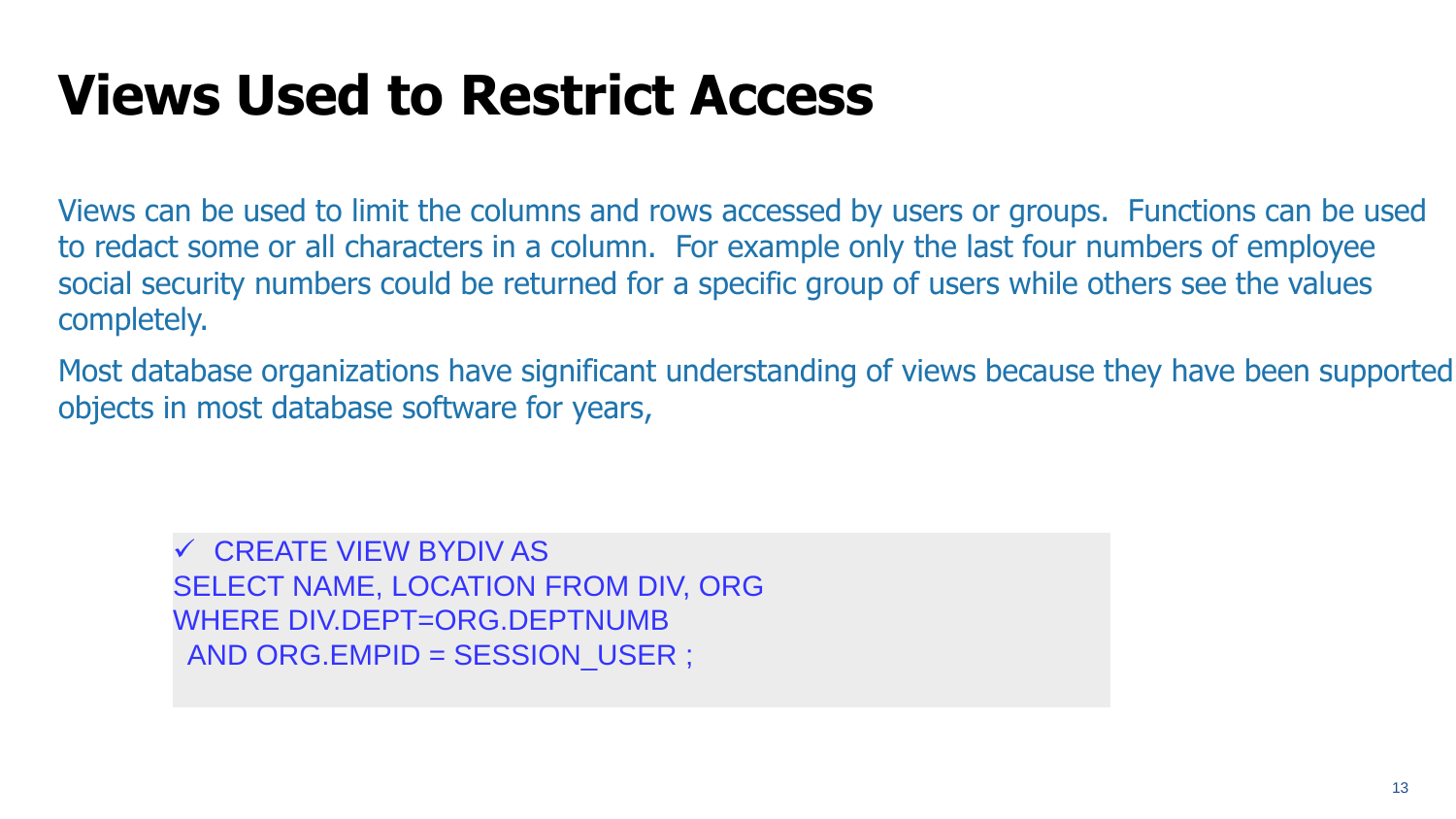# Views Used to Restrict Access

Views can be used to limit the columns and rows accessed by users or groups. Functions can be used to redact some or all characters in a column. For example only the last four numbers of employee social security numbers could be returned for a specific group of users while others see the values completely.

Most database organizations have significant understanding of views because they have been supported objects in most database software for years,

```
✓ CREATE VIEW BYDIV AS
SELECT NAME, LOCATION FROM DIV, ORG
WHERE DIV.DEPT=ORG.DEPTNUMB
 AND ORG.EMPID = SESSION_USER ;
```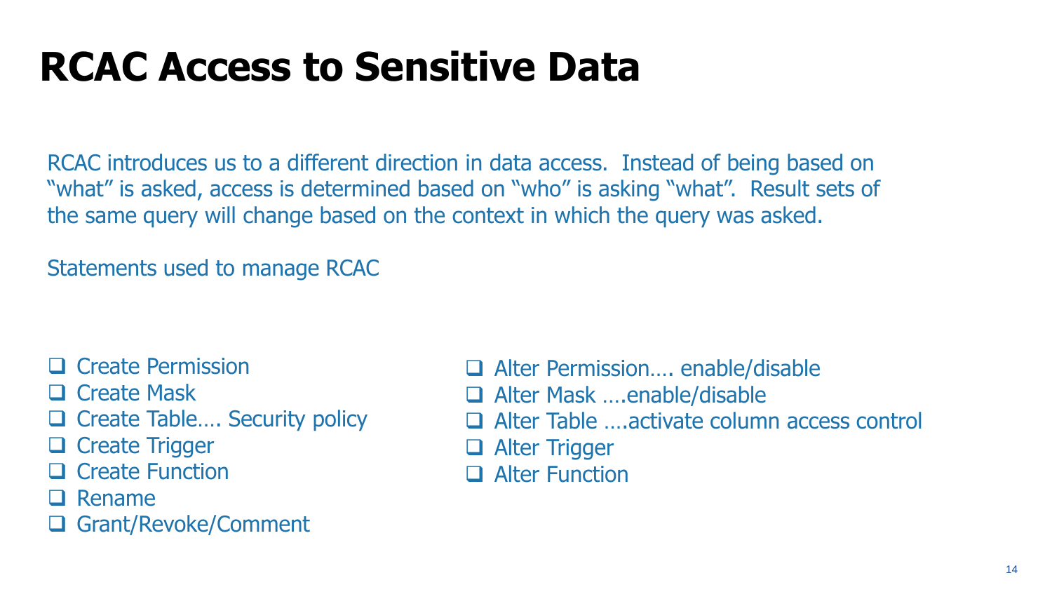# RCAC Access to Sensitive Data

RCAC introduces us to a different direction in data access. Instead of being based on "what" is asked, access is determined based on "who" is asking "what". Result sets of the same query will change based on the context in which the query was asked.

Statements used to manage RCAC

- Create Permission
- Create Mask
- Create Table…. Security policy
- Create Trigger
- Create Function
- Rename
- Grant/Revoke/Comment
- Alter Permission…. enable/disable
- Alter Mask ….enable/disable
- Alter Table ….activate column access control
- Alter Trigger
- Alter Function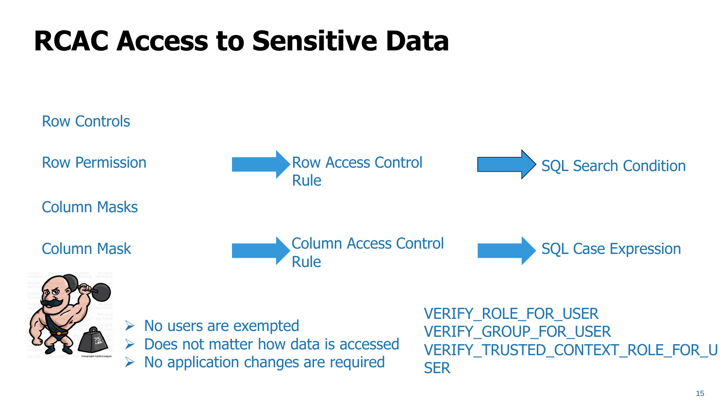# RCAC Access to Sensitive Data

Row Controls

Row Permission → Row Access Control Rule → SQL Search Condition

Column Masks

Column Mask → Column Access Control Rule → SQL Case Expression

- No users are exempted
- Does not matter how data is accessed
- No application changes are required

VERIFY_ROLE_FOR_USER
VERIFY_GROUP_FOR_USER
VERIFY_TRUSTED_CONTEXT_ROLE_FOR_USER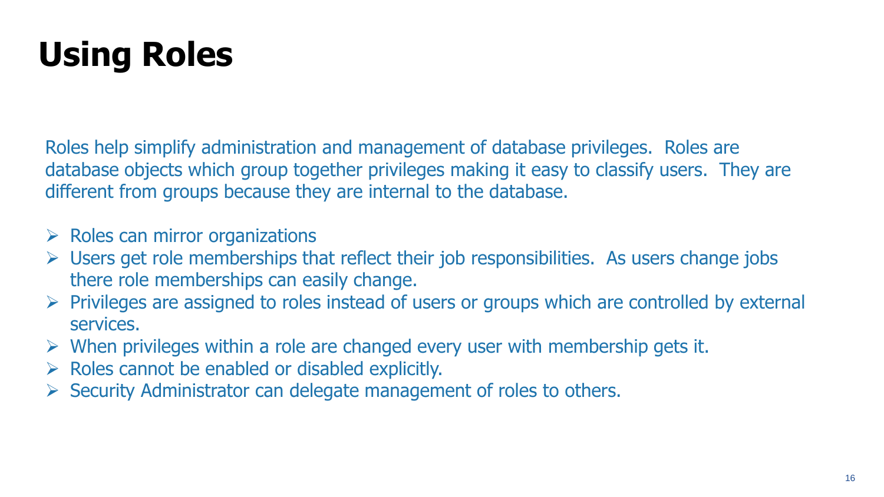# Using Roles

Roles help simplify administration and management of database privileges. Roles are database objects which group together privileges making it easy to classify users. They are different from groups because they are internal to the database.

- Roles can mirror organizations
- Users get role memberships that reflect their job responsibilities. As users change jobs there role memberships can easily change.
- Privileges are assigned to roles instead of users or groups which are controlled by external services.
- When privileges within a role are changed every user with membership gets it.
- Roles cannot be enabled or disabled explicitly.
- Security Administrator can delegate management of roles to others.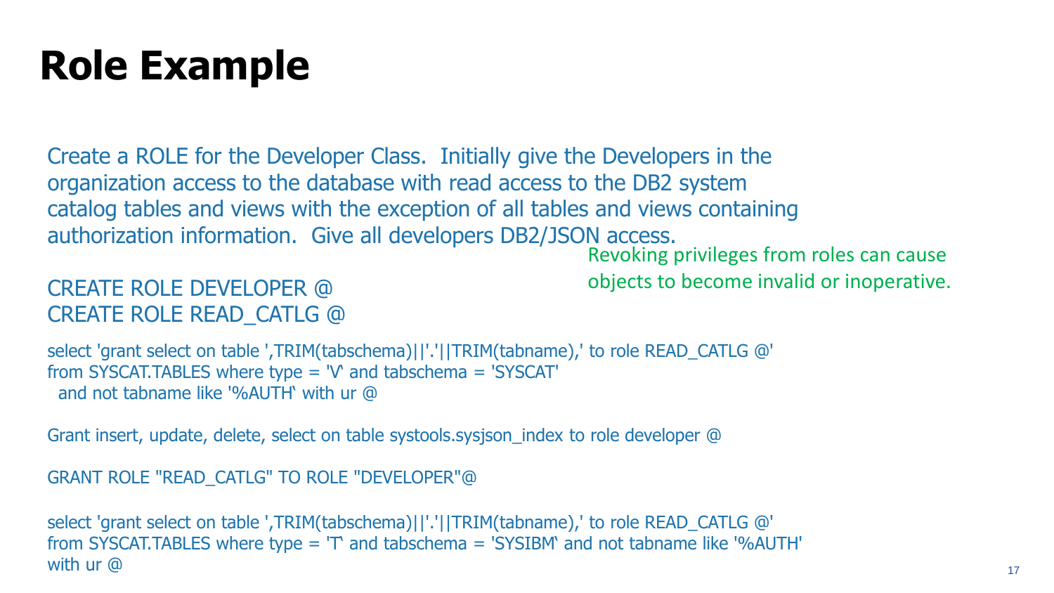# Role Example

Create a ROLE for the Developer Class. Initially give the Developers in the organization access to the database with read access to the DB2 system catalog tables and views with the exception of all tables and views containing authorization information. Give all developers DB2/JSON access.

Revoking privileges from roles can cause objects to become invalid or inoperative.

```
CREATE ROLE DEVELOPER @
CREATE ROLE READ_CATLG @

select 'grant select on table ',TRIM(tabschema)||'.'||TRIM(tabname),' to role READ_CATLG @'
from SYSCAT.TABLES where type = 'V' and tabschema = 'SYSCAT'
  and not tabname like '%AUTH' with ur @

Grant insert, update, delete, select on table systools.sysjson_index to role developer @

GRANT ROLE "READ_CATLG" TO ROLE "DEVELOPER"@

select 'grant select on table ',TRIM(tabschema)||'.'||TRIM(tabname),' to role READ_CATLG @'
from SYSCAT.TABLES where type = 'T' and tabschema = 'SYSIBM' and not tabname like '%AUTH'
with ur @
```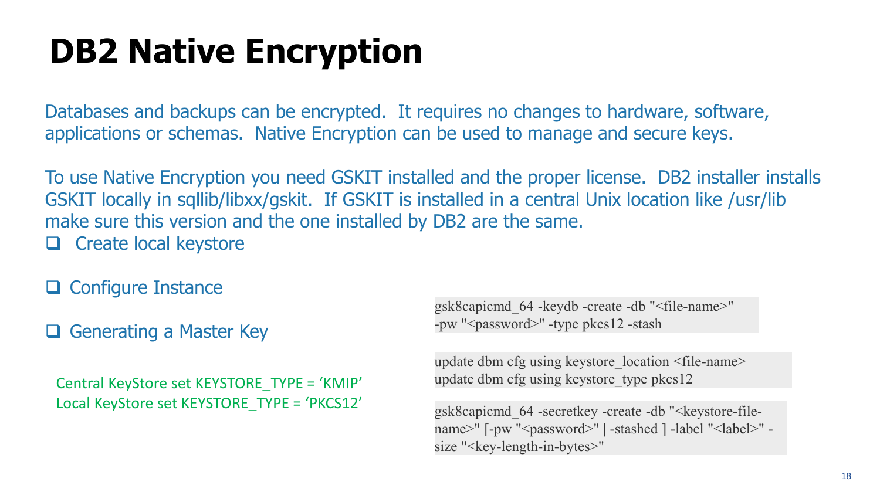# DB2 Native Encryption

Databases and backups can be encrypted. It requires no changes to hardware, software, applications or schemas. Native Encryption can be used to manage and secure keys.

To use Native Encryption you need GSKIT installed and the proper license. DB2 installer installs GSKIT locally in sqllib/libxx/gskit. If GSKIT is installed in a central Unix location like /usr/lib make sure this version and the one installed by DB2 are the same.

- ❑ Create local keystore

```
gsk8capicmd_64 -keydb -create -db "<file-name>"
-pw "<password>" -type pkcs12 -stash
```

- ❑ Configure Instance

```
update dbm cfg using keystore_location <file-name>
update dbm cfg using keystore_type pkcs12
```

- ❑ Generating a Master Key

```
gsk8capicmd_64 -secretkey -create -db "<keystore-file-
name>" [-pw "<password>" | -stashed ] -label "<label>" -
size "<key-length-in-bytes>"
```

Central KeyStore set KEYSTORE_TYPE = 'KMIP'
Local KeyStore set KEYSTORE_TYPE = 'PKCS12'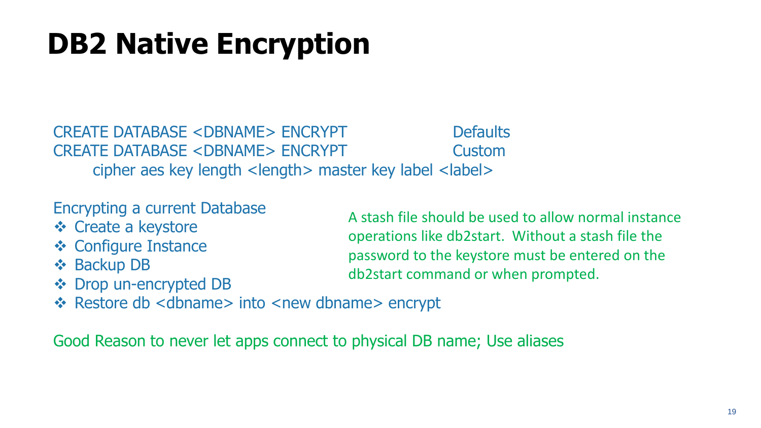# DB2 Native Encryption

CREATE DATABASE <DBNAME> ENCRYPT — Defaults

CREATE DATABASE <DBNAME> ENCRYPT — Custom
cipher aes key length <length> master key label <label>

Encrypting a current Database

- Create a keystore
- Configure Instance
- Backup DB
- Drop un-encrypted DB
- Restore db <dbname> into <new dbname> encrypt

A stash file should be used to allow normal instance operations like db2start. Without a stash file the password to the keystore must be entered on the db2start command or when prompted.

Good Reason to never let apps connect to physical DB name; Use aliases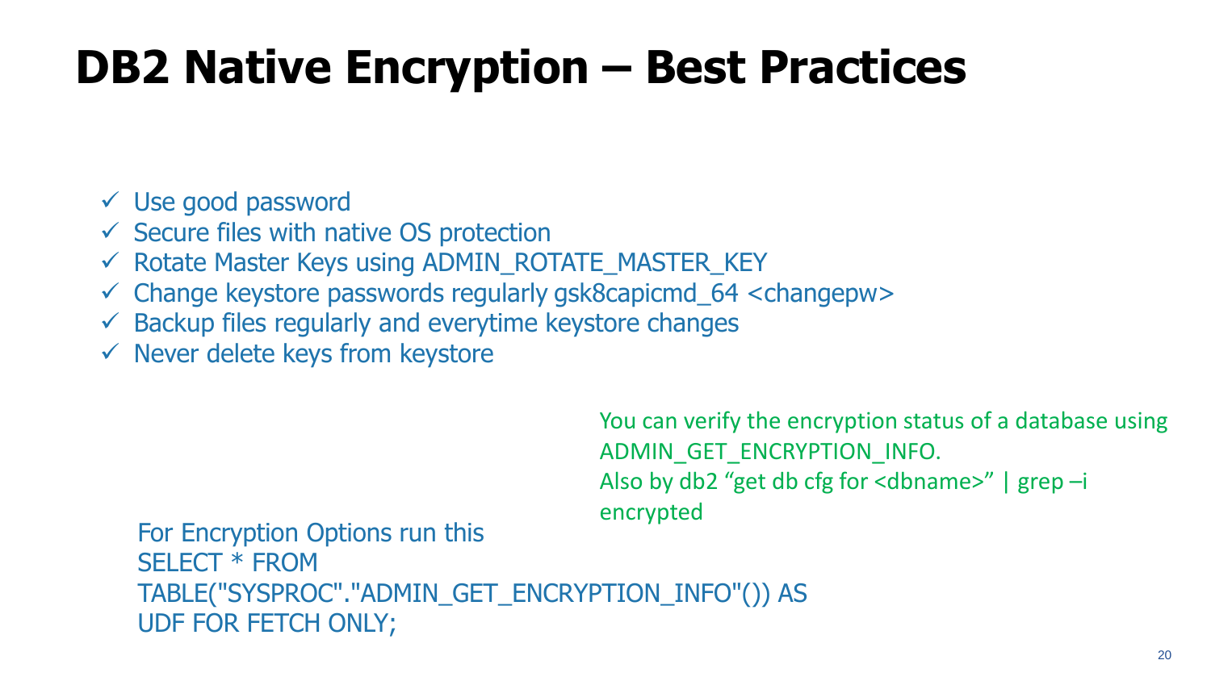# DB2 Native Encryption – Best Practices

- ✓ Use good password
- ✓ Secure files with native OS protection
- ✓ Rotate Master Keys using ADMIN_ROTATE_MASTER_KEY
- ✓ Change keystore passwords regularly gsk8capicmd_64 <changepw>
- ✓ Backup files regularly and everytime keystore changes
- ✓ Never delete keys from keystore

You can verify the encryption status of a database using ADMIN_GET_ENCRYPTION_INFO.
Also by db2 “get db cfg for <dbname>” | grep –i encrypted

For Encryption Options run this

```
SELECT * FROM
TABLE("SYSPROC"."ADMIN_GET_ENCRYPTION_INFO"()) AS
UDF FOR FETCH ONLY;
```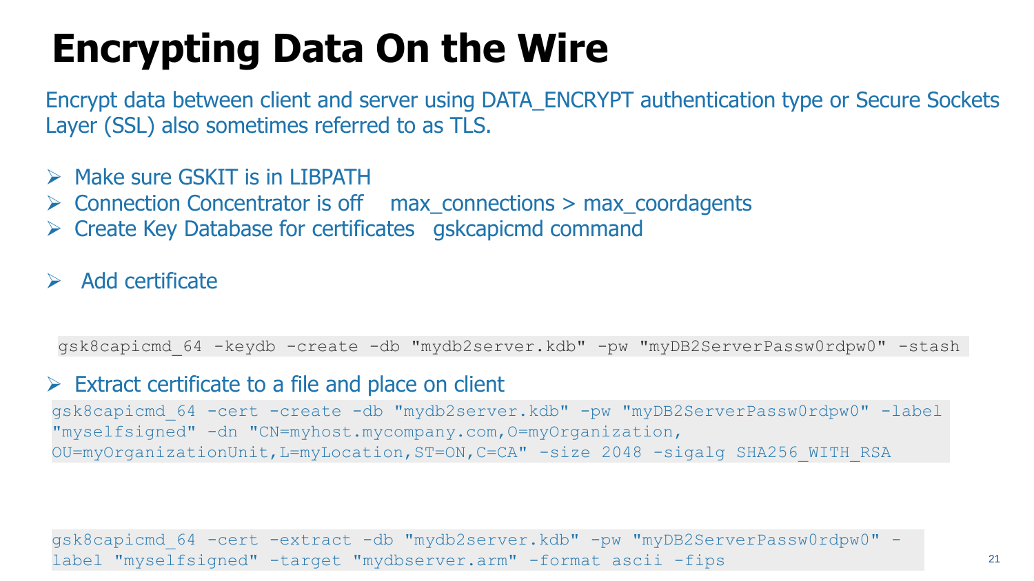# Encrypting Data On the Wire

Encrypt data between client and server using DATA_ENCRYPT authentication type or Secure Sockets Layer (SSL) also sometimes referred to as TLS.

- Make sure GSKIT is in LIBPATH
- Connection Concentrator is off   max_connections > max_coordagents
- Create Key Database for certificates   gskcapicmd command

- Add certificate

```
gsk8capicmd_64 -keydb -create -db "mydb2server.kdb" -pw "myDB2ServerPassw0rdpw0" -stash
```

- Extract certificate to a file and place on client

```
gsk8capicmd_64 -cert -create -db "mydb2server.kdb" -pw "myDB2ServerPassw0rdpw0" -label
"myselfsigned" -dn "CN=myhost.mycompany.com,O=myOrganization,
OU=myOrganizationUnit,L=myLocation,ST=ON,C=CA" -size 2048 -sigalg SHA256_WITH_RSA
```

```
gsk8capicmd_64 -cert -extract -db "mydb2server.kdb" -pw "myDB2ServerPassw0rdpw0" -
label "myselfsigned" -target "mydbserver.arm" -format ascii -fips
```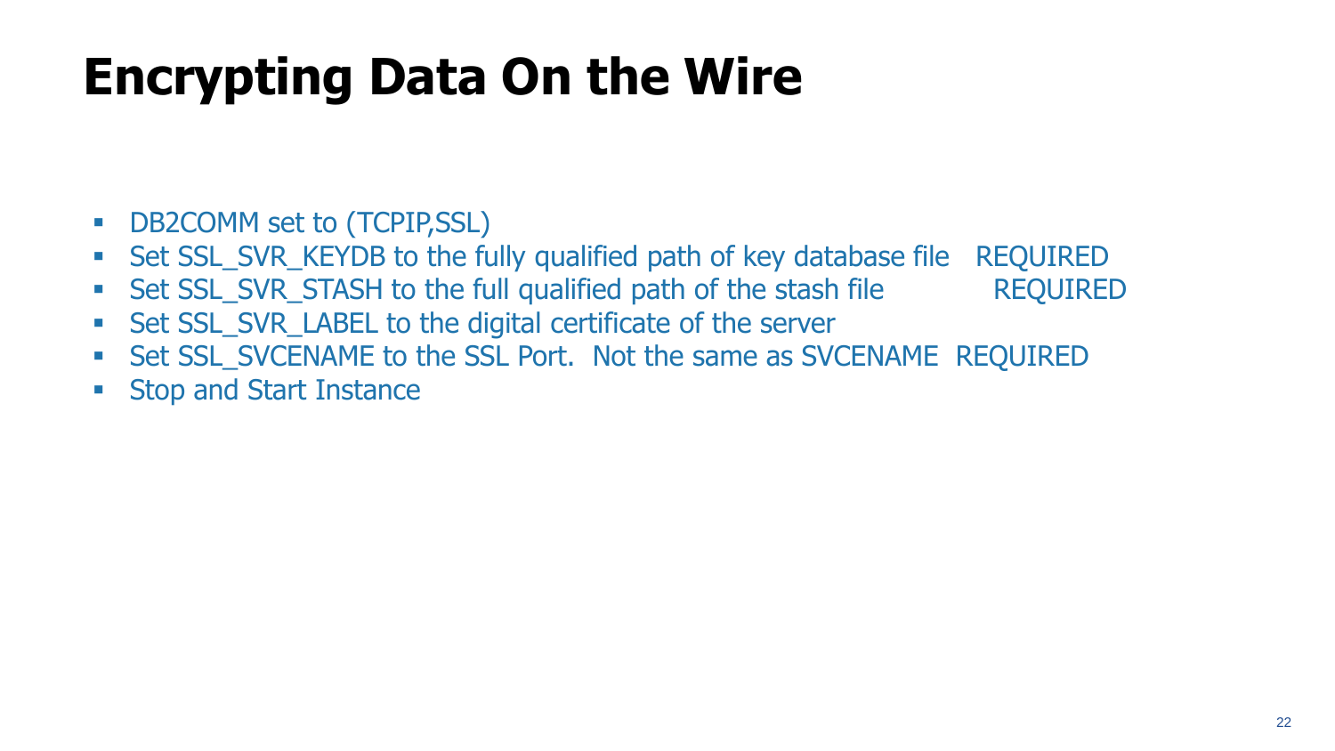# Encrypting Data On the Wire

- DB2COMM set to (TCPIP,SSL)
- Set SSL_SVR_KEYDB to the fully qualified path of key database file REQUIRED
- Set SSL_SVR_STASH to the full qualified path of the stash file REQUIRED
- Set SSL_SVR_LABEL to the digital certificate of the server
- Set SSL_SVCENAME to the SSL Port. Not the same as SVCENAME REQUIRED
- Stop and Start Instance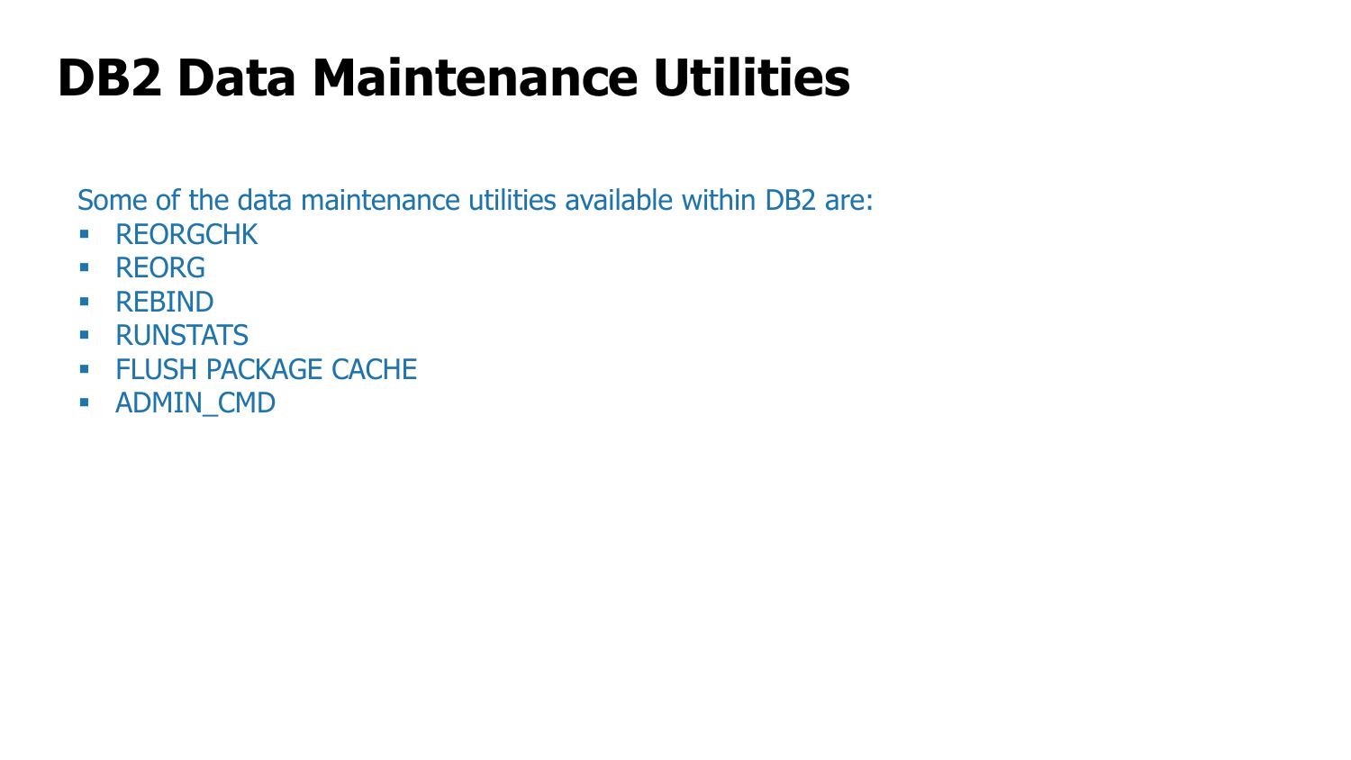# DB2 Data Maintenance Utilities

Some of the data maintenance utilities available within DB2 are:

- REORGCHK
- REORG
- REBIND
- RUNSTATS
- FLUSH PACKAGE CACHE
- ADMIN_CMD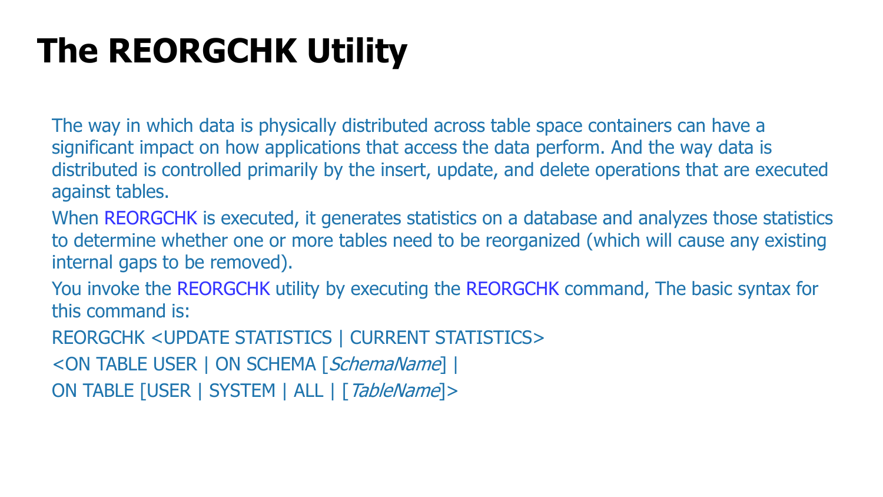# The REORGCHK Utility

The way in which data is physically distributed across table space containers can have a significant impact on how applications that access the data perform. And the way data is distributed is controlled primarily by the insert, update, and delete operations that are executed against tables.

When REORGCHK is executed, it generates statistics on a database and analyzes those statistics to determine whether one or more tables need to be reorganized (which will cause any existing internal gaps to be removed).

You invoke the REORGCHK utility by executing the REORGCHK command, The basic syntax for this command is:

REORGCHK <UPDATE STATISTICS | CURRENT STATISTICS>

<ON TABLE USER | ON SCHEMA [*SchemaName*] |

ON TABLE [USER | SYSTEM | ALL | [*TableName*]>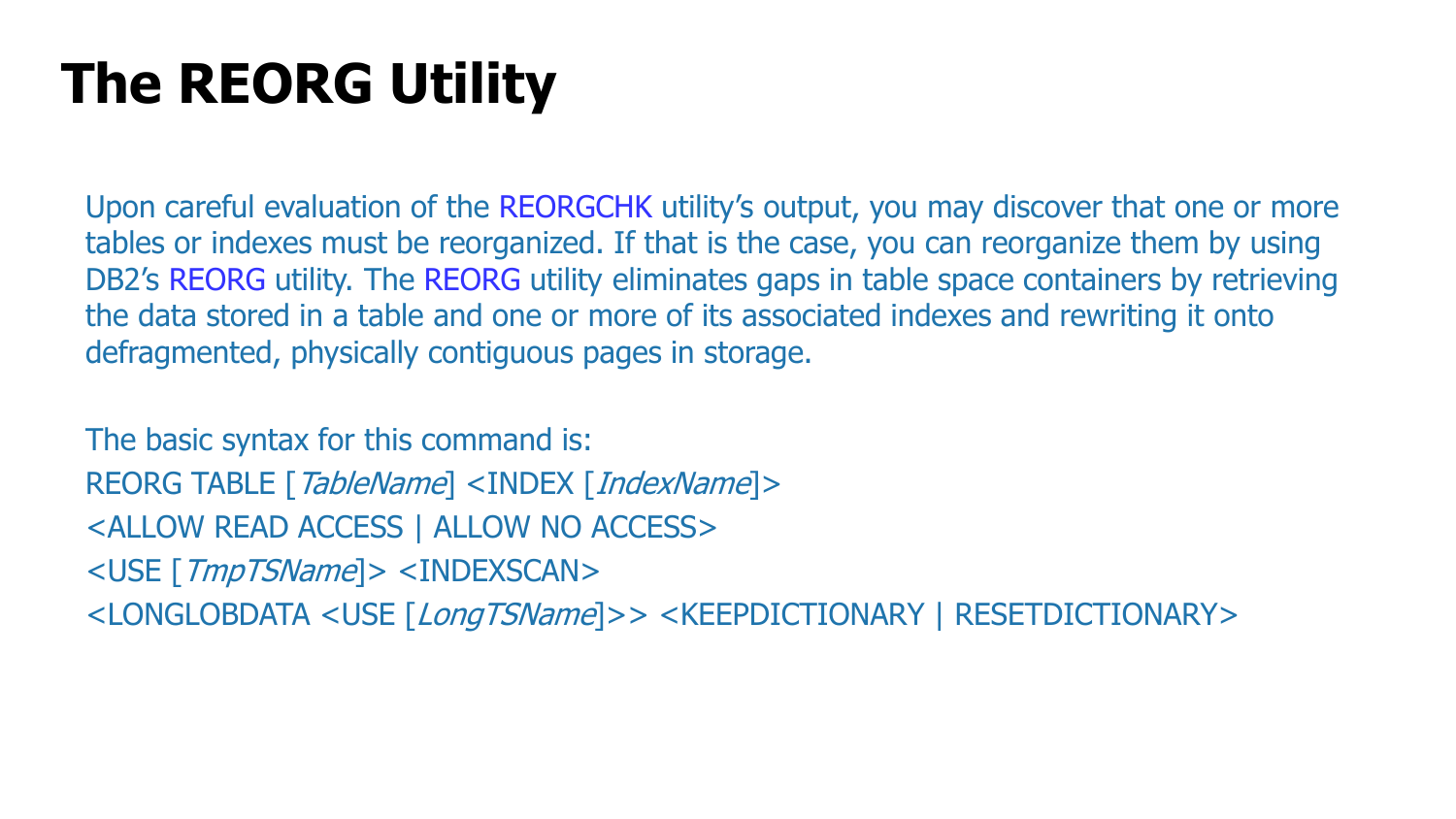# The REORG Utility

Upon careful evaluation of the REORGCHK utility's output, you may discover that one or more tables or indexes must be reorganized. If that is the case, you can reorganize them by using DB2's REORG utility. The REORG utility eliminates gaps in table space containers by retrieving the data stored in a table and one or more of its associated indexes and rewriting it onto defragmented, physically contiguous pages in storage.

The basic syntax for this command is:

REORG TABLE [*TableName*] <INDEX [*IndexName*]>
<ALLOW READ ACCESS | ALLOW NO ACCESS>
<USE [*TmpTSName*]> <INDEXSCAN>
<LONGLOBDATA <USE [*LongTSName*]>> <KEEPDICTIONARY | RESETDICTIONARY>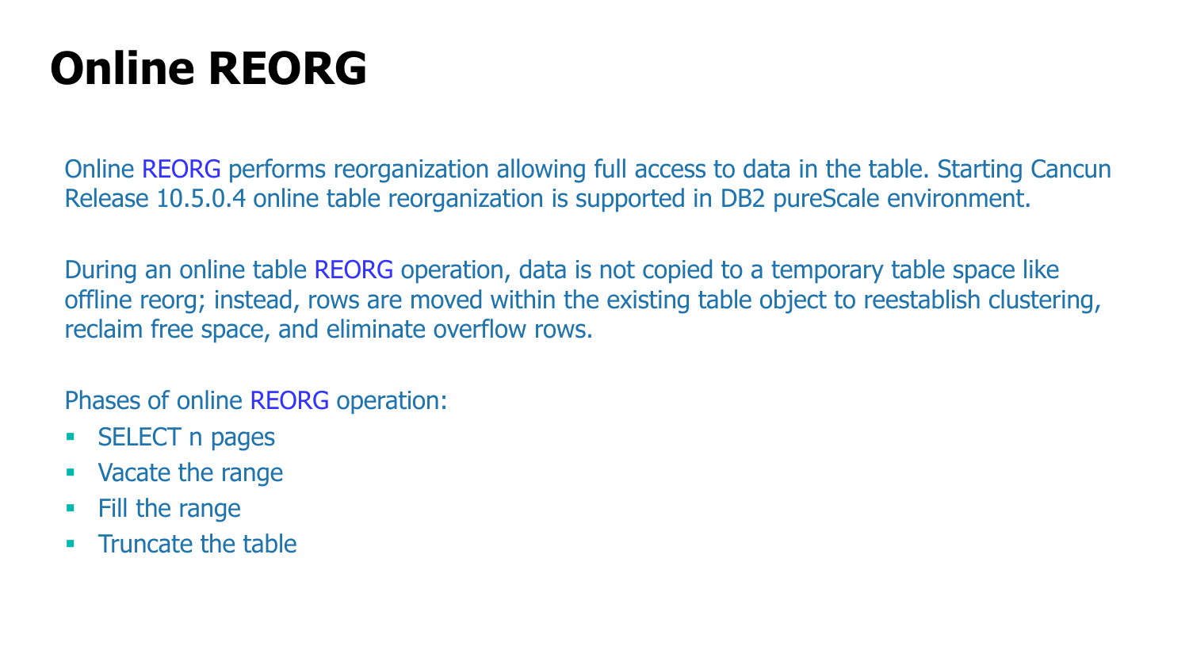# Online REORG

Online REORG performs reorganization allowing full access to data in the table. Starting Cancun Release 10.5.0.4 online table reorganization is supported in DB2 pureScale environment.

During an online table REORG operation, data is not copied to a temporary table space like offline reorg; instead, rows are moved within the existing table object to reestablish clustering, reclaim free space, and eliminate overflow rows.

Phases of online REORG operation:

- SELECT n pages
- Vacate the range
- Fill the range
- Truncate the table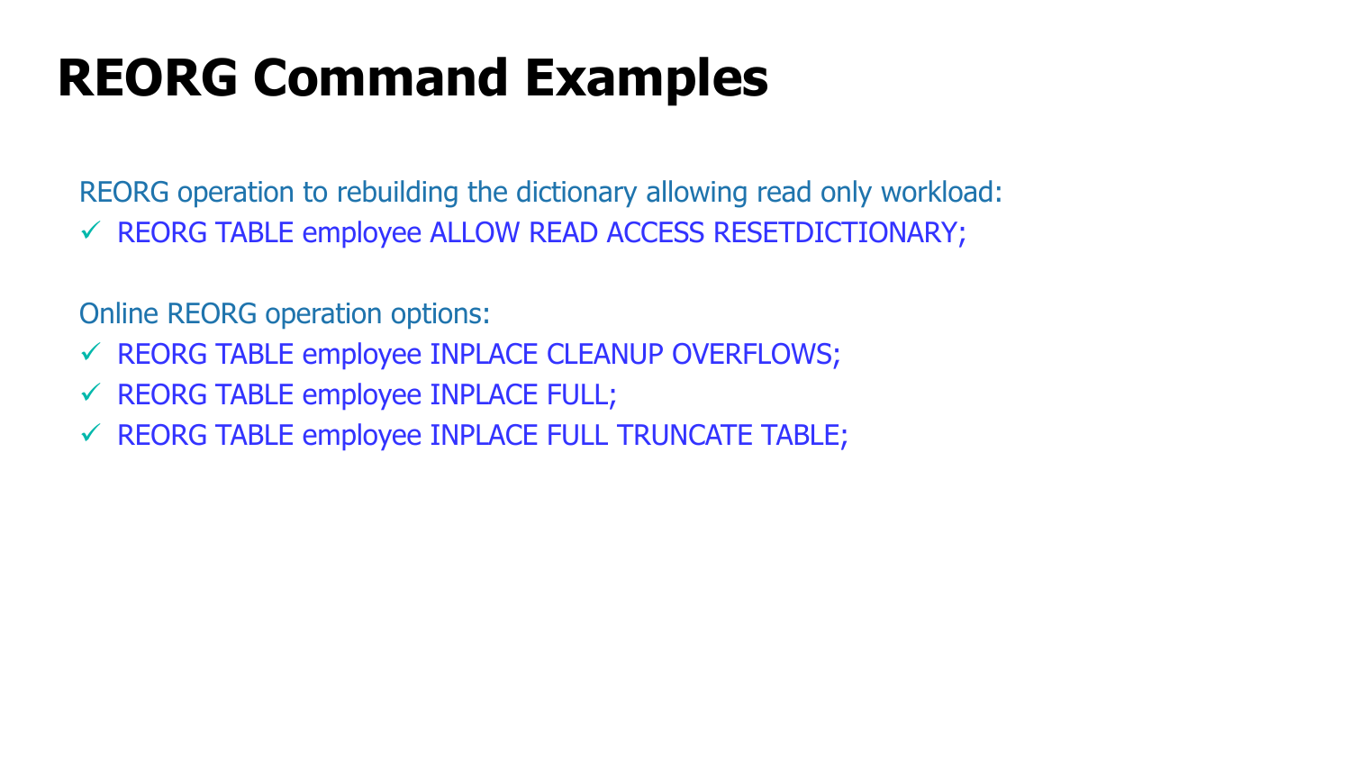# REORG Command Examples

REORG operation to rebuilding the dictionary allowing read only workload:

- ✓ REORG TABLE employee ALLOW READ ACCESS RESETDICTIONARY;

Online REORG operation options:

- ✓ REORG TABLE employee INPLACE CLEANUP OVERFLOWS;
- ✓ REORG TABLE employee INPLACE FULL;
- ✓ REORG TABLE employee INPLACE FULL TRUNCATE TABLE;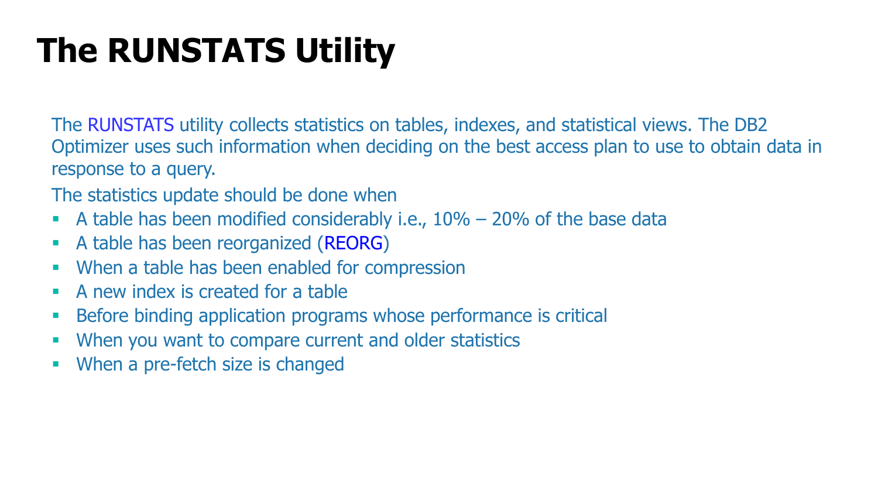# The RUNSTATS Utility

The RUNSTATS utility collects statistics on tables, indexes, and statistical views. The DB2 Optimizer uses such information when deciding on the best access plan to use to obtain data in response to a query.

The statistics update should be done when

- A table has been modified considerably i.e., 10% – 20% of the base data
- A table has been reorganized (REORG)
- When a table has been enabled for compression
- A new index is created for a table
- Before binding application programs whose performance is critical
- When you want to compare current and older statistics
- When a pre-fetch size is changed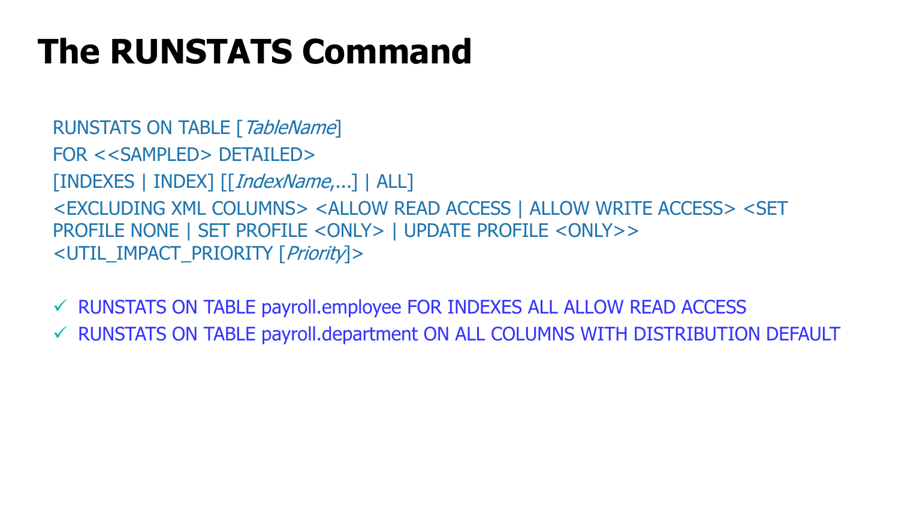# The RUNSTATS Command

RUNSTATS ON TABLE [*TableName*]
FOR <<SAMPLED> DETAILED>
[INDEXES | INDEX] [[*IndexName*,...] | ALL]
<EXCLUDING XML COLUMNS> <ALLOW READ ACCESS | ALLOW WRITE ACCESS> <SET PROFILE NONE | SET PROFILE <ONLY> | UPDATE PROFILE <ONLY>>
<UTIL_IMPACT_PRIORITY [*Priority*]>

- ✓ RUNSTATS ON TABLE payroll.employee FOR INDEXES ALL ALLOW READ ACCESS
- ✓ RUNSTATS ON TABLE payroll.department ON ALL COLUMNS WITH DISTRIBUTION DEFAULT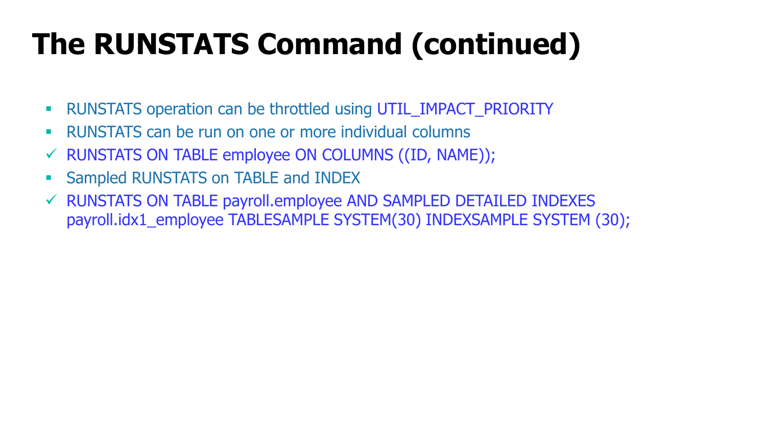# The RUNSTATS Command (continued)

- RUNSTATS operation can be throttled using UTIL_IMPACT_PRIORITY
- RUNSTATS can be run on one or more individual columns
- ✓ RUNSTATS ON TABLE employee ON COLUMNS ((ID, NAME));
- Sampled RUNSTATS on TABLE and INDEX
- ✓ RUNSTATS ON TABLE payroll.employee AND SAMPLED DETAILED INDEXES payroll.idx1_employee TABLESAMPLE SYSTEM(30) INDEXSAMPLE SYSTEM (30);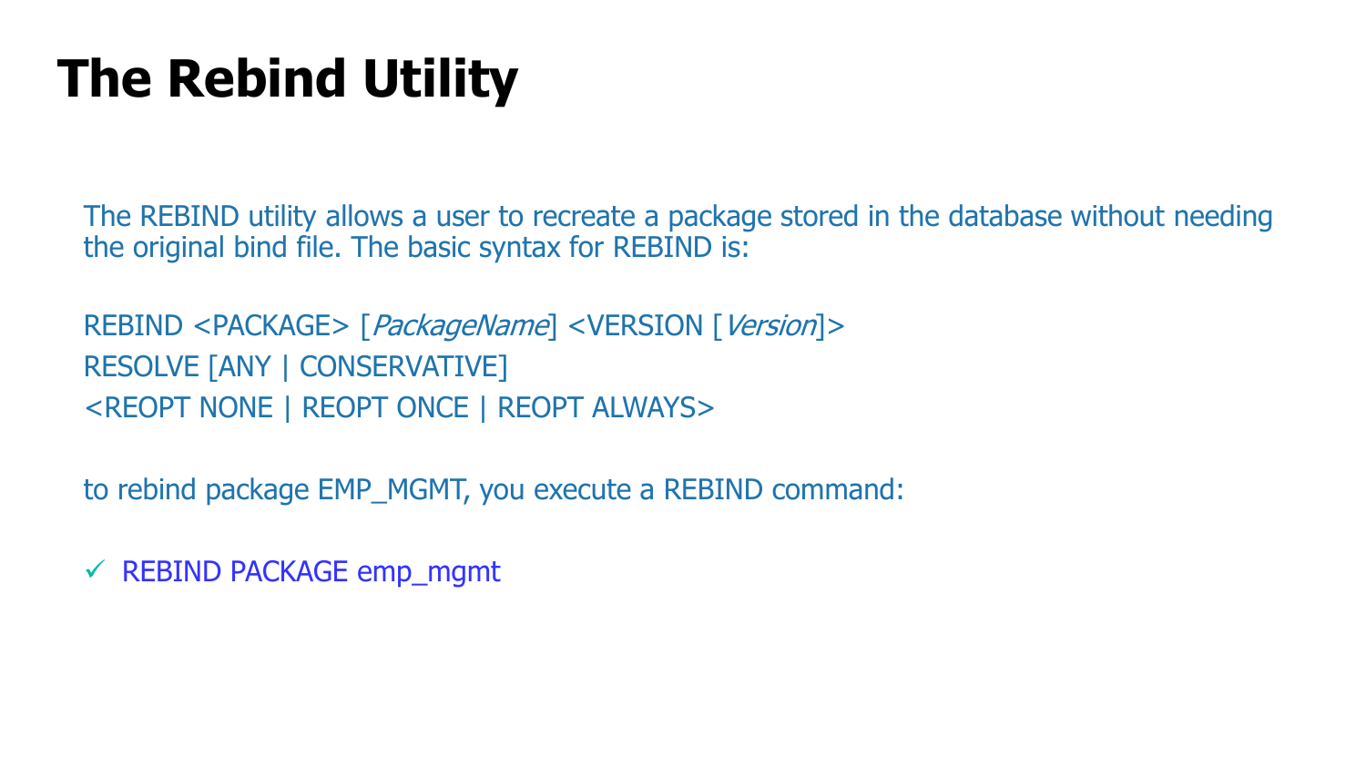# The Rebind Utility

The REBIND utility allows a user to recreate a package stored in the database without needing the original bind file. The basic syntax for REBIND is:

REBIND <PACKAGE> [*PackageName*] <VERSION [*Version*]>
RESOLVE [ANY | CONSERVATIVE]
<REOPT NONE | REOPT ONCE | REOPT ALWAYS>

to rebind package EMP_MGMT, you execute a REBIND command:

- ✓ REBIND PACKAGE emp_mgmt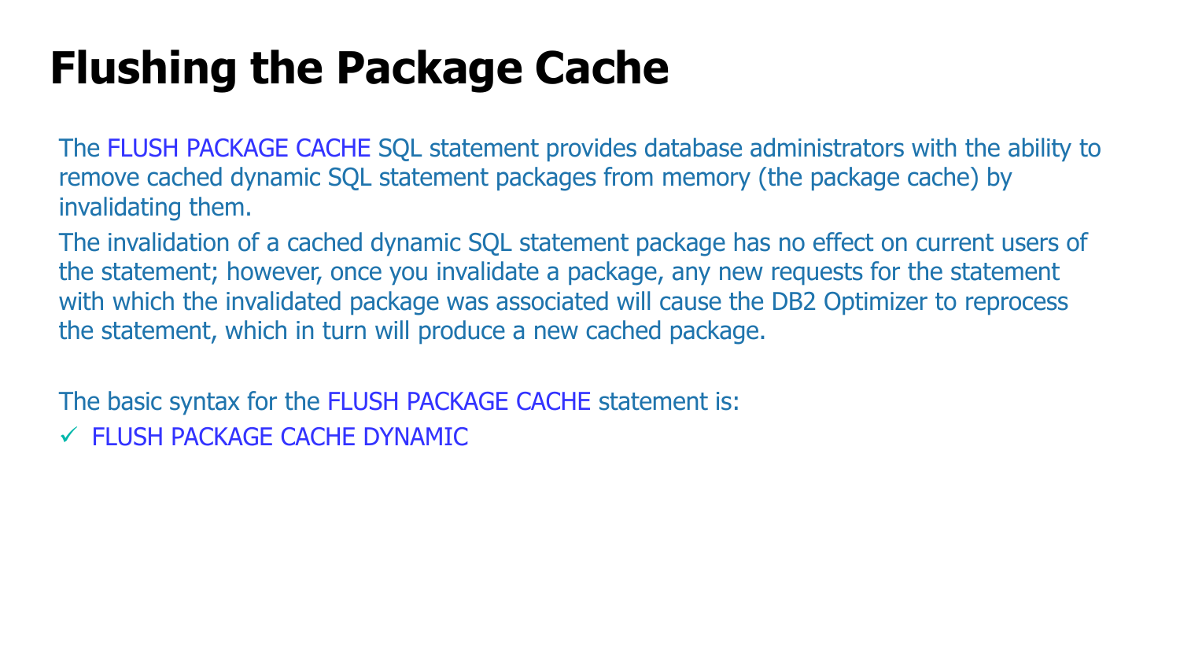# Flushing the Package Cache

The FLUSH PACKAGE CACHE SQL statement provides database administrators with the ability to remove cached dynamic SQL statement packages from memory (the package cache) by invalidating them.

The invalidation of a cached dynamic SQL statement package has no effect on current users of the statement; however, once you invalidate a package, any new requests for the statement with which the invalidated package was associated will cause the DB2 Optimizer to reprocess the statement, which in turn will produce a new cached package.

The basic syntax for the FLUSH PACKAGE CACHE statement is:

- ✓ FLUSH PACKAGE CACHE DYNAMIC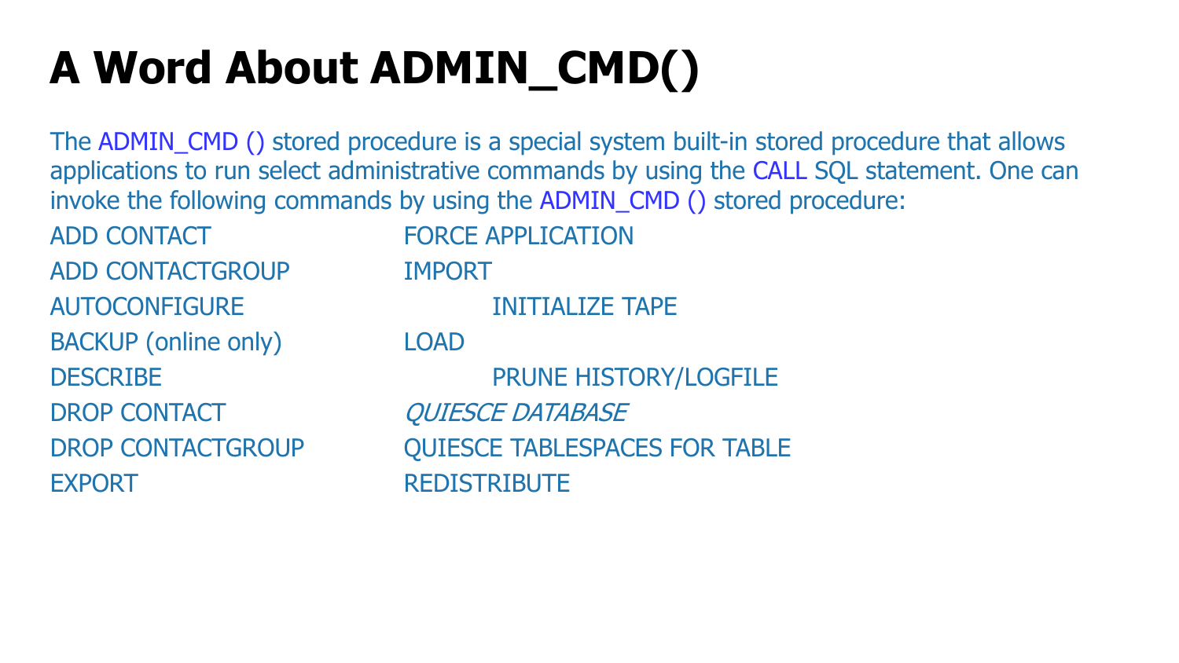# A Word About ADMIN_CMD()

The ADMIN_CMD () stored procedure is a special system built-in stored procedure that allows applications to run select administrative commands by using the CALL SQL statement. One can invoke the following commands by using the ADMIN_CMD () stored procedure:

- ADD CONTACT
- ADD CONTACTGROUP
- AUTOCONFIGURE
- BACKUP (online only)
- DESCRIBE
- DROP CONTACT
- DROP CONTACTGROUP
- EXPORT
- FORCE APPLICATION
- IMPORT
- INITIALIZE TAPE
- LOAD
- PRUNE HISTORY/LOGFILE
- *QUIESCE DATABASE*
- QUIESCE TABLESPACES FOR TABLE
- REDISTRIBUTE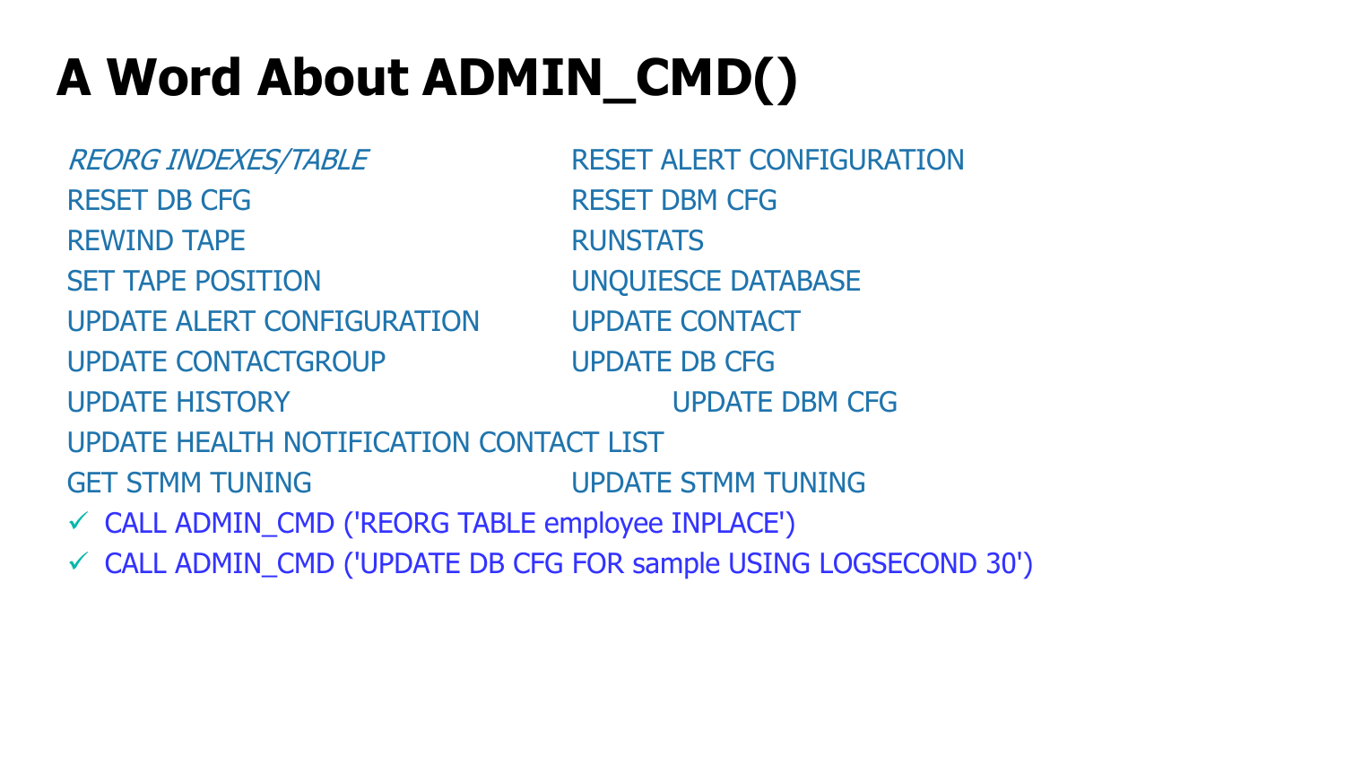# A Word About ADMIN_CMD()

*REORG INDEXES/TABLE*
RESET ALERT CONFIGURATION
RESET DB CFG
RESET DBM CFG
REWIND TAPE
RUNSTATS
SET TAPE POSITION
UNQUIESCE DATABASE
UPDATE ALERT CONFIGURATION
UPDATE CONTACT
UPDATE CONTACTGROUP
UPDATE DB CFG
UPDATE HISTORY
UPDATE DBM CFG
UPDATE HEALTH NOTIFICATION CONTACT LIST
GET STMM TUNING
UPDATE STMM TUNING

- ✓ CALL ADMIN_CMD ('REORG TABLE employee INPLACE')
- ✓ CALL ADMIN_CMD ('UPDATE DB CFG FOR sample USING LOGSECOND 30')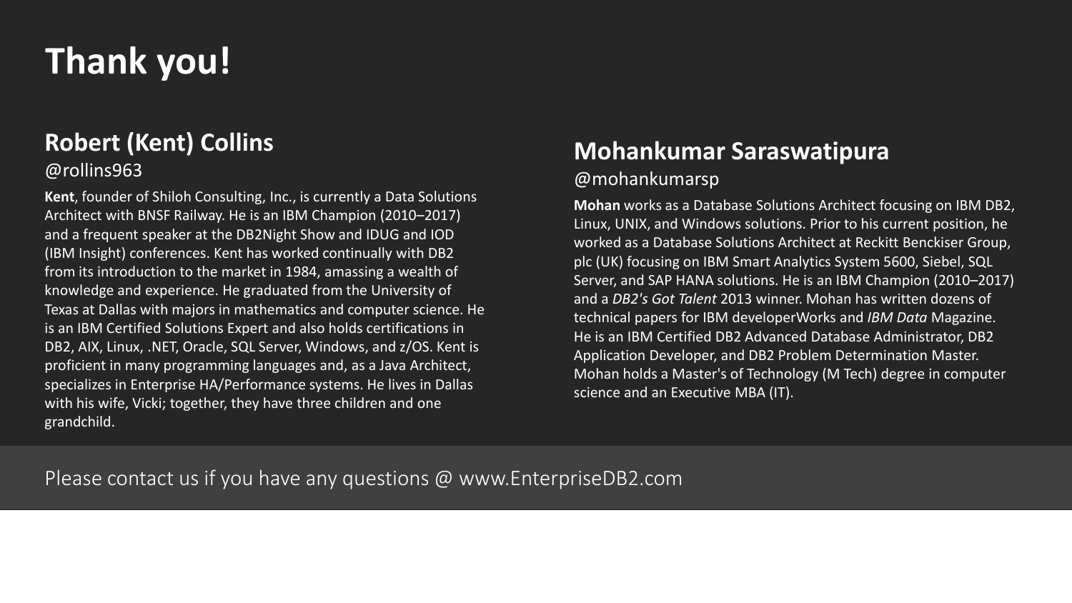# Thank you!

## Robert (Kent) Collins

@rollins963

**Kent**, founder of Shiloh Consulting, Inc., is currently a Data Solutions Architect with BNSF Railway. He is an IBM Champion (2010–2017) and a frequent speaker at the DB2Night Show and IDUG and IOD (IBM Insight) conferences. Kent has worked continually with DB2 from its introduction to the market in 1984, amassing a wealth of knowledge and experience. He graduated from the University of Texas at Dallas with majors in mathematics and computer science. He is an IBM Certified Solutions Expert and also holds certifications in DB2, AIX, Linux, .NET, Oracle, SQL Server, Windows, and z/OS. Kent is proficient in many programming languages and, as a Java Architect, specializes in Enterprise HA/Performance systems. He lives in Dallas with his wife, Vicki; together, they have three children and one grandchild.

## Mohankumar Saraswatipura

@mohankumarsp

**Mohan** works as a Database Solutions Architect focusing on IBM DB2, Linux, UNIX, and Windows solutions. Prior to his current position, he worked as a Database Solutions Architect at Reckitt Benckiser Group, plc (UK) focusing on IBM Smart Analytics System 5600, Siebel, SQL Server, and SAP HANA solutions. He is an IBM Champion (2010–2017) and a *DB2's Got Talent* 2013 winner. Mohan has written dozens of technical papers for IBM developerWorks and *IBM Data* Magazine. He is an IBM Certified DB2 Advanced Database Administrator, DB2 Application Developer, and DB2 Problem Determination Master. Mohan holds a Master's of Technology (M Tech) degree in computer science and an Executive MBA (IT).

Please contact us if you have any questions @ www.EnterpriseDB2.com